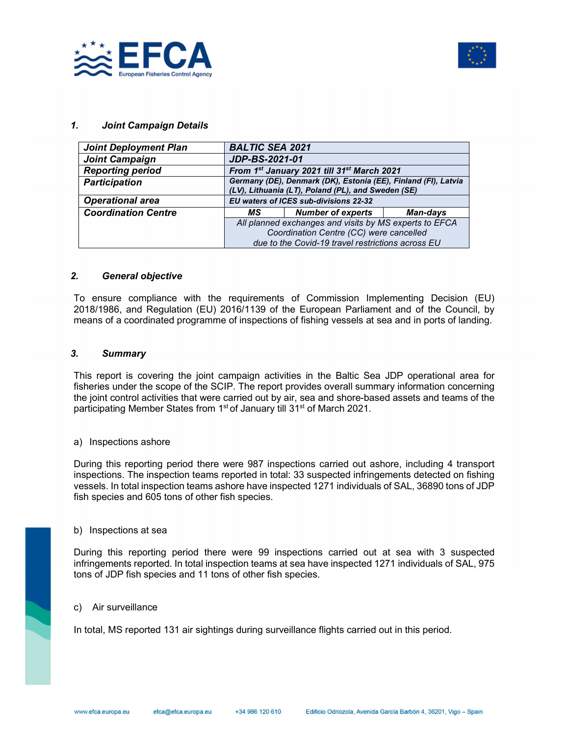## 1. Joint Campaign Details

| | | | |
|---|---|---|---|
| **Joint Deployment Plan** | **BALTIC SEA 2021** | | |
| **Joint Campaign** | **JDP-BS-2021-01** | | |
| **Reporting period** | **From 1st January 2021 till 31st March 2021** | | |
| **Participation** | **Germany (DE), Denmark (DK), Estonia (EE), Finland (FI), Latvia (LV), Lithuania (LT), Poland (PL), and Sweden (SE)** | | |
| **Operational area** | **EU waters of ICES sub-divisions 22-32** | | |
| **Coordination Centre** | **MS** | **Number of experts** | **Man-days** |
| | *All planned exchanges and visits by MS experts to EFCA Coordination Centre (CC) were cancelled due to the Covid-19 travel restrictions across EU* | | |

## 2. General objective

To ensure compliance with the requirements of Commission Implementing Decision (EU) 2018/1986, and Regulation (EU) 2016/1139 of the European Parliament and of the Council, by means of a coordinated programme of inspections of fishing vessels at sea and in ports of landing.

## 3. Summary

This report is covering the joint campaign activities in the Baltic Sea JDP operational area for fisheries under the scope of the SCIP. The report provides overall summary information concerning the joint control activities that were carried out by air, sea and shore-based assets and teams of the participating Member States from 1st of January till 31st of March 2021.

a) Inspections ashore

During this reporting period there were 987 inspections carried out ashore, including 4 transport inspections. The inspection teams reported in total: 33 suspected infringements detected on fishing vessels. In total inspection teams ashore have inspected 1271 individuals of SAL, 36890 tons of JDP fish species and 605 tons of other fish species.

b) Inspections at sea

During this reporting period there were 99 inspections carried out at sea with 3 suspected infringements reported. In total inspection teams at sea have inspected 1271 individuals of SAL, 975 tons of JDP fish species and 11 tons of other fish species.

c) Air surveillance

In total, MS reported 131 air sightings during surveillance flights carried out in this period.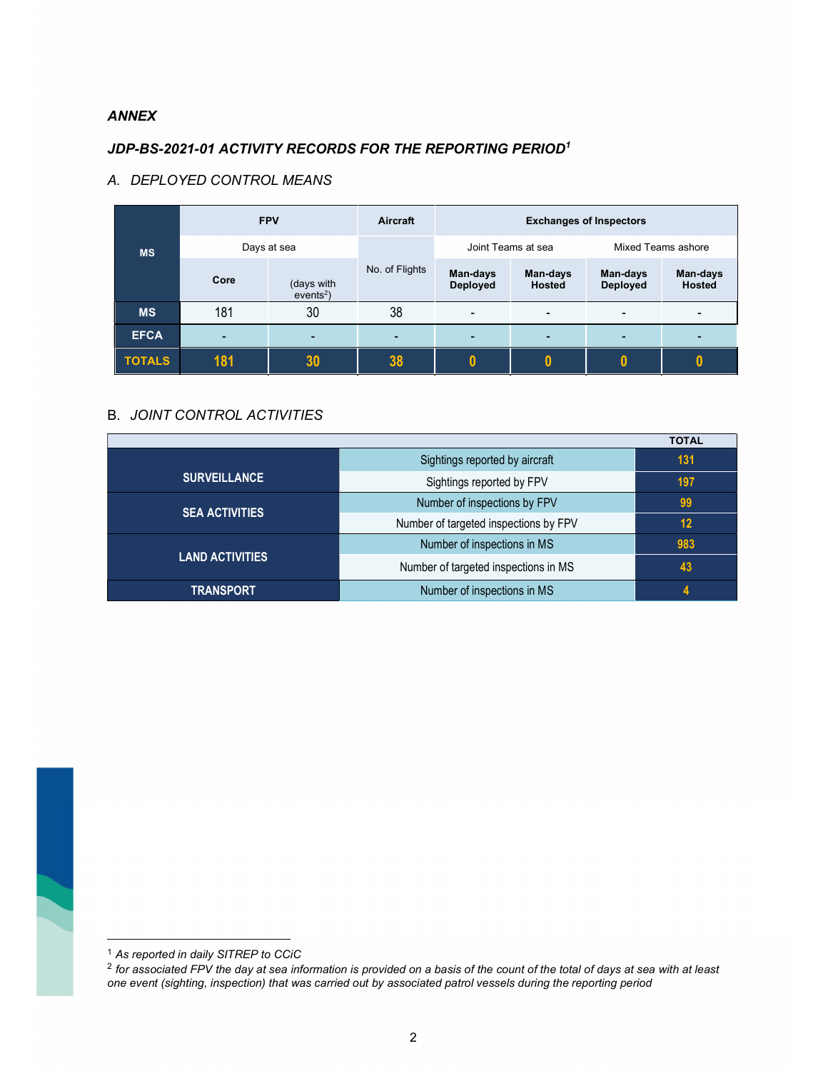***ANNEX***

***JDP-BS-2021-01 ACTIVITY RECORDS FOR THE REPORTING PERIOD[1]***

## A. *DEPLOYED CONTROL MEANS*

| MS | FPV | | Aircraft | Exchanges of Inspectors | | | |
|---|---|---|---|---|---|---|---|
| | Days at sea | | No. of Flights | Joint Teams at sea | | Mixed Teams ashore | |
| | Core | (days with events[2]) | | Man-days Deployed | Man-days Hosted | Man-days Deployed | Man-days Hosted |
| **MS** | 181 | 30 | 38 | - | - | - | - |
| **EFCA** | - | - | - | - | - | - | - |
| **TOTALS** | **181** | **30** | **38** | **0** | **0** | **0** | **0** |

## B. *JOINT CONTROL ACTIVITIES*

| | | TOTAL |
|---|---|---|
| **SURVEILLANCE** | Sightings reported by aircraft | **131** |
| | Sightings reported by FPV | **197** |
| **SEA ACTIVITIES** | Number of inspections by FPV | **99** |
| | Number of targeted inspections by FPV | **12** |
| **LAND ACTIVITIES** | Number of inspections in MS | **983** |
| | Number of targeted inspections in MS | **43** |
| **TRANSPORT** | Number of inspections in MS | **4** |

---

[1] *As reported in daily SITREP to CCiC*

[2] *for associated FPV the day at sea information is provided on a basis of the count of the total of days at sea with at least one event (sighting, inspection) that was carried out by associated patrol vessels during the reporting period*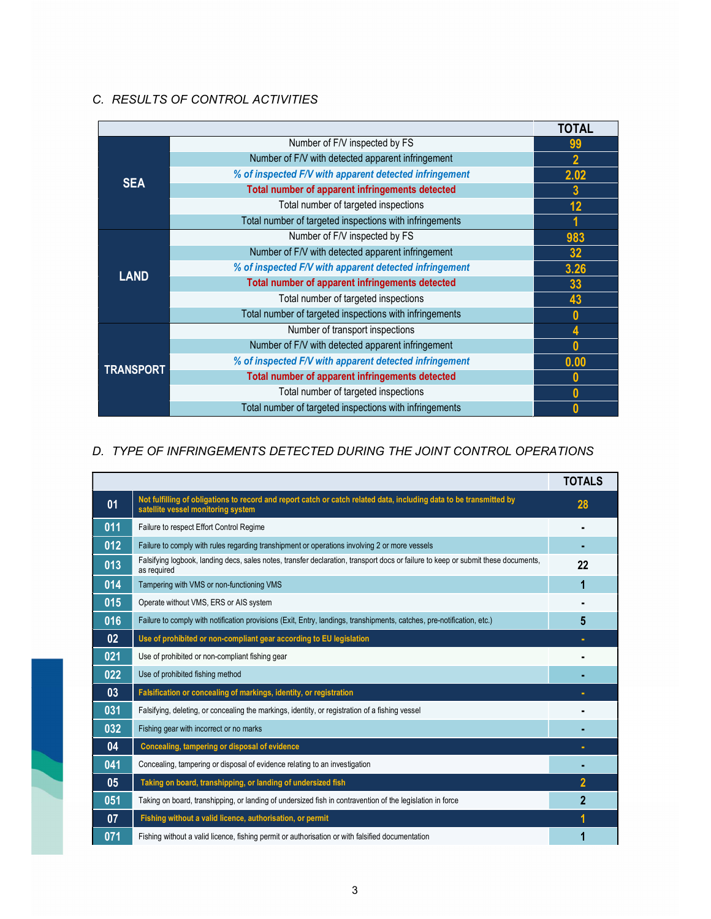## C. RESULTS OF CONTROL ACTIVITIES

| | | TOTAL |
|---|---|---|
| SEA | Number of F/V inspected by FS | 99 |
| | Number of F/V with detected apparent infringement | 2 |
| | *% of inspected F/V with apparent detected infringement* | 2.02 |
| | **Total number of apparent infringements detected** | 3 |
| | Total number of targeted inspections | 12 |
| | Total number of targeted inspections with infringements | 1 |
| LAND | Number of F/V inspected by FS | 983 |
| | Number of F/V with detected apparent infringement | 32 |
| | *% of inspected F/V with apparent detected infringement* | 3.26 |
| | **Total number of apparent infringements detected** | 33 |
| | Total number of targeted inspections | 43 |
| | Total number of targeted inspections with infringements | 0 |
| TRANSPORT | Number of transport inspections | 4 |
| | Number of F/V with detected apparent infringement | 0 |
| | *% of inspected F/V with apparent detected infringement* | 0.00 |
| | **Total number of apparent infringements detected** | 0 |
| | Total number of targeted inspections | 0 |
| | Total number of targeted inspections with infringements | 0 |

## D. TYPE OF INFRINGEMENTS DETECTED DURING THE JOINT CONTROL OPERATIONS

| | | TOTALS |
|---|---|---|
| **01** | **Not fulfilling of obligations to record and report catch or catch related data, including data to be transmitted by satellite vessel monitoring system** | **28** |
| 011 | Failure to respect Effort Control Regime | - |
| 012 | Failure to comply with rules regarding transhipment or operations involving 2 or more vessels | - |
| 013 | Falsifying logbook, landing decs, sales notes, transfer declaration, transport docs or failure to keep or submit these documents, as required | 22 |
| 014 | Tampering with VMS or non-functioning VMS | 1 |
| 015 | Operate without VMS, ERS or AIS system | - |
| 016 | Failure to comply with notification provisions (Exit, Entry, landings, transhipments, catches, pre-notification, etc.) | 5 |
| **02** | **Use of prohibited or non-compliant gear according to EU legislation** | **-** |
| 021 | Use of prohibited or non-compliant fishing gear | - |
| 022 | Use of prohibited fishing method | - |
| **03** | **Falsification or concealing of markings, identity, or registration** | **-** |
| 031 | Falsifying, deleting, or concealing the markings, identity, or registration of a fishing vessel | - |
| 032 | Fishing gear with incorrect or no marks | - |
| **04** | **Concealing, tampering or disposal of evidence** | **-** |
| 041 | Concealing, tampering or disposal of evidence relating to an investigation | - |
| **05** | **Taking on board, transhipping, or landing of undersized fish** | **2** |
| 051 | Taking on board, transhipping, or landing of undersized fish in contravention of the legislation in force | 2 |
| **07** | **Fishing without a valid licence, authorisation, or permit** | **1** |
| 071 | Fishing without a valid licence, fishing permit or authorisation or with falsified documentation | 1 |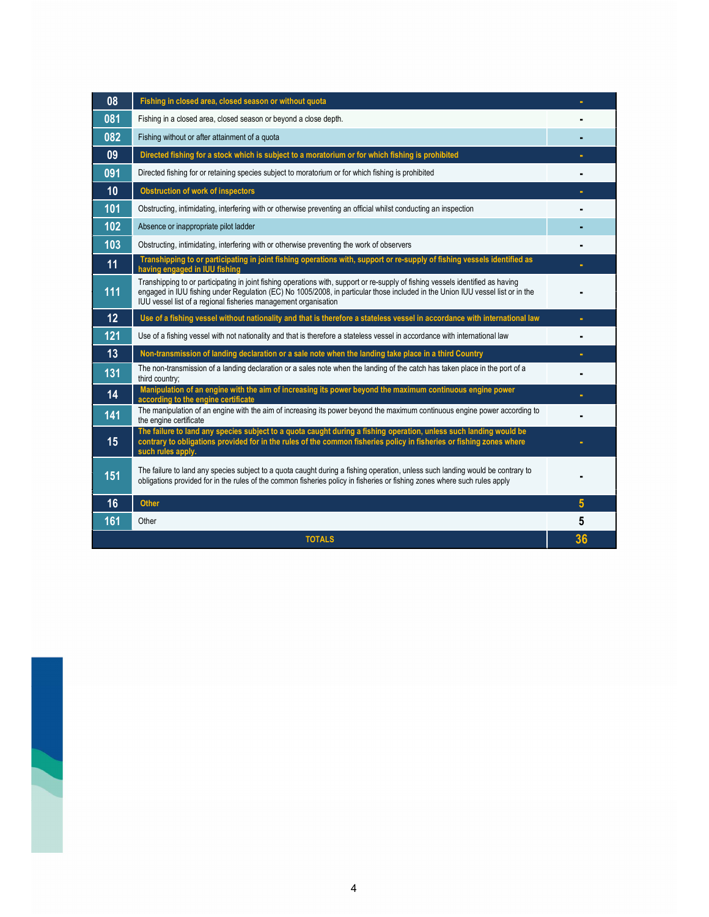| | | |
|---|---|---|
| **08** | **Fishing in closed area, closed season or without quota** | **-** |
| 081 | Fishing in a closed area, closed season or beyond a close depth. | - |
| 082 | Fishing without or after attainment of a quota | - |
| **09** | **Directed fishing for a stock which is subject to a moratorium or for which fishing is prohibited** | **-** |
| 091 | Directed fishing for or retaining species subject to moratorium or for which fishing is prohibited | - |
| **10** | **Obstruction of work of inspectors** | **-** |
| 101 | Obstructing, intimidating, interfering with or otherwise preventing an official whilst conducting an inspection | - |
| 102 | Absence or inappropriate pilot ladder | - |
| 103 | Obstructing, intimidating, interfering with or otherwise preventing the work of observers | - |
| **11** | **Transhipping to or participating in joint fishing operations with, support or re-supply of fishing vessels identified as having engaged in IUU fishing** | **-** |
| 111 | Transhipping to or participating in joint fishing operations with, support or re-supply of fishing vessels identified as having engaged in IUU fishing under Regulation (EC) No 1005/2008, in particular those included in the Union IUU vessel list or in the IUU vessel list of a regional fisheries management organisation | - |
| **12** | **Use of a fishing vessel without nationality and that is therefore a stateless vessel in accordance with international law** | **-** |
| 121 | Use of a fishing vessel with not nationality and that is therefore a stateless vessel in accordance with international law | - |
| **13** | **Non-transmission of landing declaration or a sale note when the landing take place in a third Country** | **-** |
| 131 | The non-transmission of a landing declaration or a sales note when the landing of the catch has taken place in the port of a third country; | - |
| **14** | **Manipulation of an engine with the aim of increasing its power beyond the maximum continuous engine power according to the engine certificate** | **-** |
| 141 | The manipulation of an engine with the aim of increasing its power beyond the maximum continuous engine power according to the engine certificate | - |
| **15** | **The failure to land any species subject to a quota caught during a fishing operation, unless such landing would be contrary to obligations provided for in the rules of the common fisheries policy in fisheries or fishing zones where such rules apply.** | **-** |
| 151 | The failure to land any species subject to a quota caught during a fishing operation, unless such landing would be contrary to obligations provided for in the rules of the common fisheries policy in fisheries or fishing zones where such rules apply | - |
| **16** | **Other** | **5** |
| 161 | Other | 5 |
| | **TOTALS** | **36** |